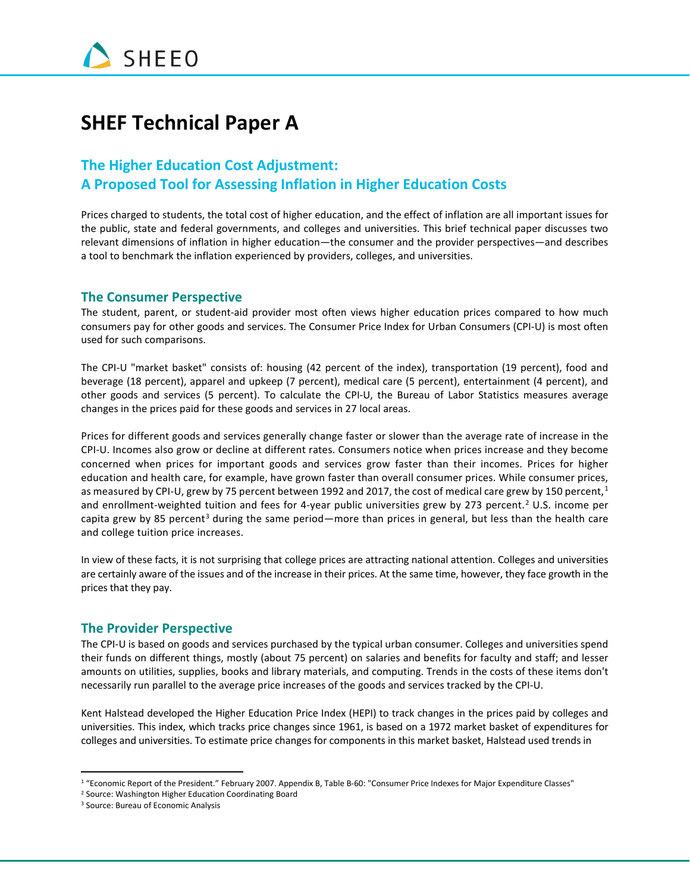# SHEF Technical Paper A

## The Higher Education Cost Adjustment: A Proposed Tool for Assessing Inflation in Higher Education Costs

Prices charged to students, the total cost of higher education, and the effect of inflation are all important issues for the public, state and federal governments, and colleges and universities. This brief technical paper discusses two relevant dimensions of inflation in higher education—the consumer and the provider perspectives—and describes a tool to benchmark the inflation experienced by providers, colleges, and universities.

### The Consumer Perspective

The student, parent, or student-aid provider most often views higher education prices compared to how much consumers pay for other goods and services. The Consumer Price Index for Urban Consumers (CPI-U) is most often used for such comparisons.

The CPI-U "market basket" consists of: housing (42 percent of the index), transportation (19 percent), food and beverage (18 percent), apparel and upkeep (7 percent), medical care (5 percent), entertainment (4 percent), and other goods and services (5 percent). To calculate the CPI-U, the Bureau of Labor Statistics measures average changes in the prices paid for these goods and services in 27 local areas.

Prices for different goods and services generally change faster or slower than the average rate of increase in the CPI-U. Incomes also grow or decline at different rates. Consumers notice when prices increase and they become concerned when prices for important goods and services grow faster than their incomes. Prices for higher education and health care, for example, have grown faster than overall consumer prices. While consumer prices, as measured by CPI-U, grew by 75 percent between 1992 and 2017, the cost of medical care grew by 150 percent,[1] and enrollment-weighted tuition and fees for 4-year public universities grew by 273 percent.[2] U.S. income per capita grew by 85 percent[3] during the same period—more than prices in general, but less than the health care and college tuition price increases.

In view of these facts, it is not surprising that college prices are attracting national attention. Colleges and universities are certainly aware of the issues and of the increase in their prices. At the same time, however, they face growth in the prices that they pay.

### The Provider Perspective

The CPI-U is based on goods and services purchased by the typical urban consumer. Colleges and universities spend their funds on different things, mostly (about 75 percent) on salaries and benefits for faculty and staff; and lesser amounts on utilities, supplies, books and library materials, and computing. Trends in the costs of these items don't necessarily run parallel to the average price increases of the goods and services tracked by the CPI-U.

Kent Halstead developed the Higher Education Price Index (HEPI) to track changes in the prices paid by colleges and universities. This index, which tracks price changes since 1961, is based on a 1972 market basket of expenditures for colleges and universities. To estimate price changes for components in this market basket, Halstead used trends in

---

[1] "Economic Report of the President." February 2007. Appendix B, Table B-60: "Consumer Price Indexes for Major Expenditure Classes"

[2] Source: Washington Higher Education Coordinating Board

[3] Source: Bureau of Economic Analysis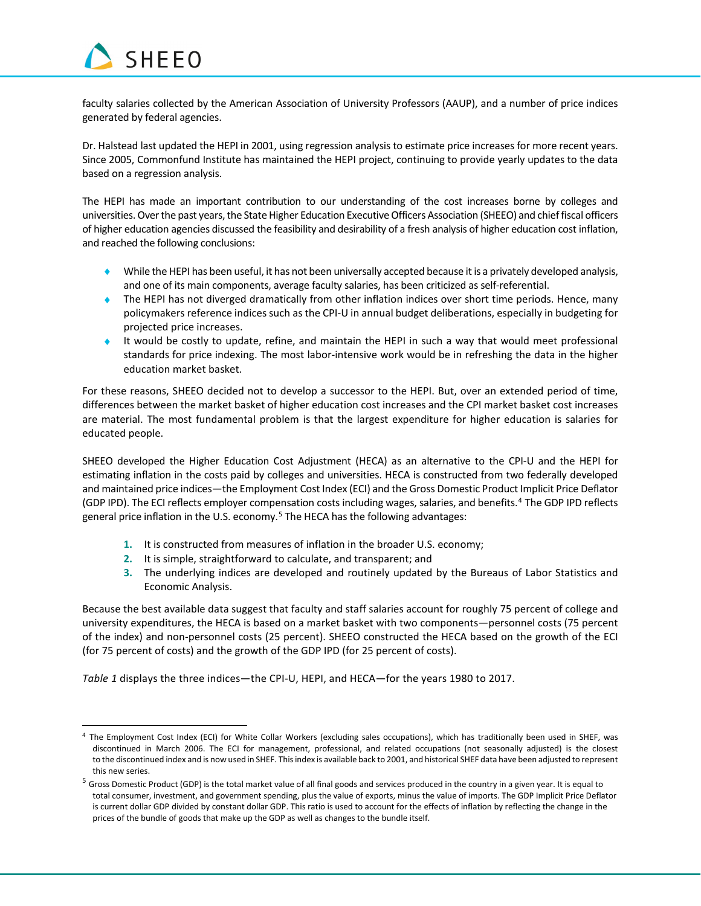faculty salaries collected by the American Association of University Professors (AAUP), and a number of price indices generated by federal agencies.

Dr. Halstead last updated the HEPI in 2001, using regression analysis to estimate price increases for more recent years. Since 2005, Commonfund Institute has maintained the HEPI project, continuing to provide yearly updates to the data based on a regression analysis.

The HEPI has made an important contribution to our understanding of the cost increases borne by colleges and universities. Over the past years, the State Higher Education Executive Officers Association (SHEEO) and chief fiscal officers of higher education agencies discussed the feasibility and desirability of a fresh analysis of higher education cost inflation, and reached the following conclusions:

- While the HEPI has been useful, it has not been universally accepted because it is a privately developed analysis, and one of its main components, average faculty salaries, has been criticized as self-referential.
- The HEPI has not diverged dramatically from other inflation indices over short time periods. Hence, many policymakers reference indices such as the CPI-U in annual budget deliberations, especially in budgeting for projected price increases.
- It would be costly to update, refine, and maintain the HEPI in such a way that would meet professional standards for price indexing. The most labor-intensive work would be in refreshing the data in the higher education market basket.

For these reasons, SHEEO decided not to develop a successor to the HEPI. But, over an extended period of time, differences between the market basket of higher education cost increases and the CPI market basket cost increases are material. The most fundamental problem is that the largest expenditure for higher education is salaries for educated people.

SHEEO developed the Higher Education Cost Adjustment (HECA) as an alternative to the CPI-U and the HEPI for estimating inflation in the costs paid by colleges and universities. HECA is constructed from two federally developed and maintained price indices—the Employment Cost Index (ECI) and the Gross Domestic Product Implicit Price Deflator (GDP IPD). The ECI reflects employer compensation costs including wages, salaries, and benefits.[4] The GDP IPD reflects general price inflation in the U.S. economy.[5] The HECA has the following advantages:

1. It is constructed from measures of inflation in the broader U.S. economy;
2. It is simple, straightforward to calculate, and transparent; and
3. The underlying indices are developed and routinely updated by the Bureaus of Labor Statistics and Economic Analysis.

Because the best available data suggest that faculty and staff salaries account for roughly 75 percent of college and university expenditures, the HECA is based on a market basket with two components—personnel costs (75 percent of the index) and non-personnel costs (25 percent). SHEEO constructed the HECA based on the growth of the ECI (for 75 percent of costs) and the growth of the GDP IPD (for 25 percent of costs).

*Table 1* displays the three indices—the CPI-U, HEPI, and HECA—for the years 1980 to 2017.

---

[4] The Employment Cost Index (ECI) for White Collar Workers (excluding sales occupations), which has traditionally been used in SHEF, was discontinued in March 2006. The ECI for management, professional, and related occupations (not seasonally adjusted) is the closest to the discontinued index and is now used in SHEF. This index is available back to 2001, and historical SHEF data have been adjusted to represent this new series.

[5] Gross Domestic Product (GDP) is the total market value of all final goods and services produced in the country in a given year. It is equal to total consumer, investment, and government spending, plus the value of exports, minus the value of imports. The GDP Implicit Price Deflator is current dollar GDP divided by constant dollar GDP. This ratio is used to account for the effects of inflation by reflecting the change in the prices of the bundle of goods that make up the GDP as well as changes to the bundle itself.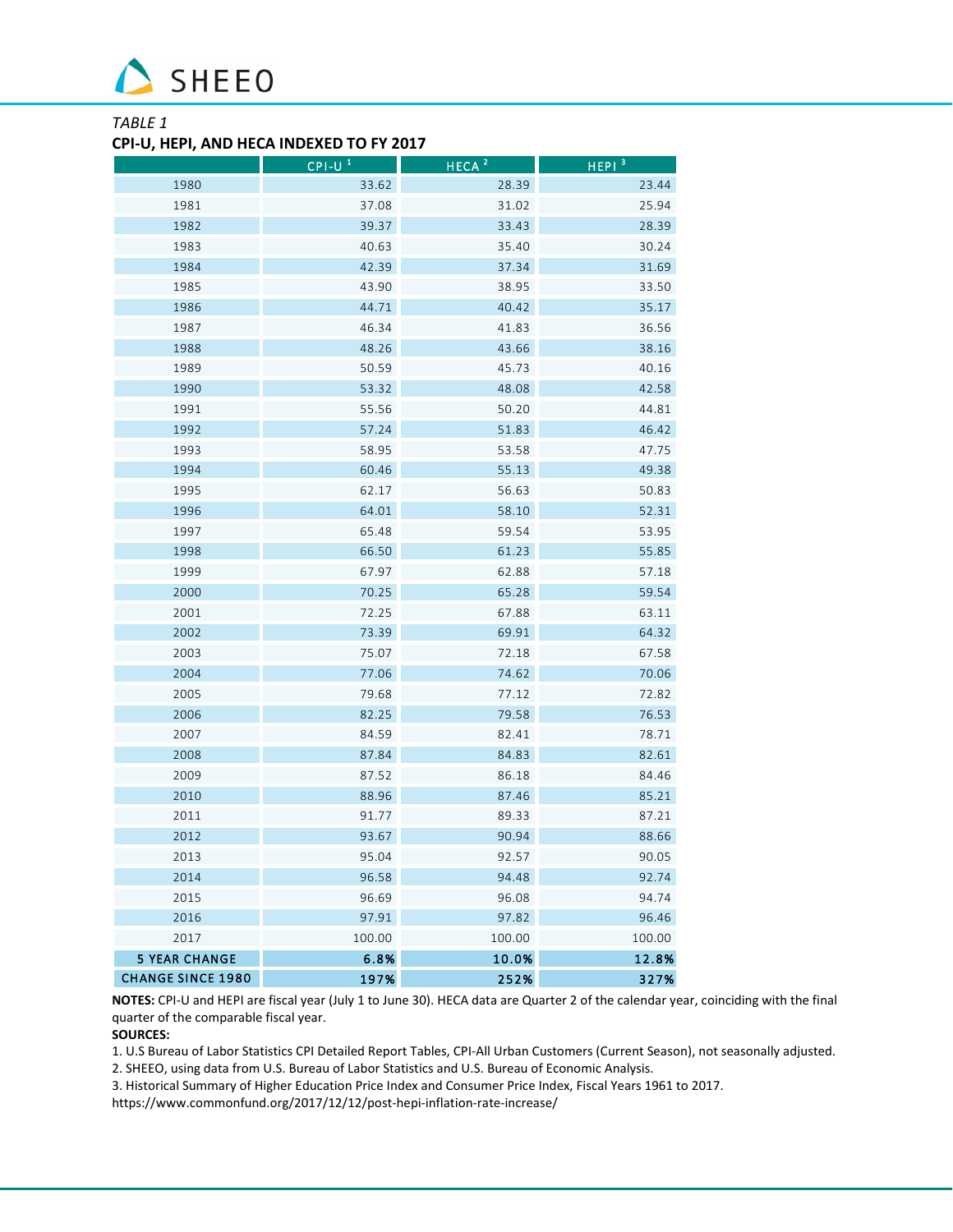*TABLE 1*

**CPI-U, HEPI, AND HECA INDEXED TO FY 2017**

| | CPI-U [1] | HECA [2] | HEPI [3] |
|---|---|---|---|
| 1980 | 33.62 | 28.39 | 23.44 |
| 1981 | 37.08 | 31.02 | 25.94 |
| 1982 | 39.37 | 33.43 | 28.39 |
| 1983 | 40.63 | 35.40 | 30.24 |
| 1984 | 42.39 | 37.34 | 31.69 |
| 1985 | 43.90 | 38.95 | 33.50 |
| 1986 | 44.71 | 40.42 | 35.17 |
| 1987 | 46.34 | 41.83 | 36.56 |
| 1988 | 48.26 | 43.66 | 38.16 |
| 1989 | 50.59 | 45.73 | 40.16 |
| 1990 | 53.32 | 48.08 | 42.58 |
| 1991 | 55.56 | 50.20 | 44.81 |
| 1992 | 57.24 | 51.83 | 46.42 |
| 1993 | 58.95 | 53.58 | 47.75 |
| 1994 | 60.46 | 55.13 | 49.38 |
| 1995 | 62.17 | 56.63 | 50.83 |
| 1996 | 64.01 | 58.10 | 52.31 |
| 1997 | 65.48 | 59.54 | 53.95 |
| 1998 | 66.50 | 61.23 | 55.85 |
| 1999 | 67.97 | 62.88 | 57.18 |
| 2000 | 70.25 | 65.28 | 59.54 |
| 2001 | 72.25 | 67.88 | 63.11 |
| 2002 | 73.39 | 69.91 | 64.32 |
| 2003 | 75.07 | 72.18 | 67.58 |
| 2004 | 77.06 | 74.62 | 70.06 |
| 2005 | 79.68 | 77.12 | 72.82 |
| 2006 | 82.25 | 79.58 | 76.53 |
| 2007 | 84.59 | 82.41 | 78.71 |
| 2008 | 87.84 | 84.83 | 82.61 |
| 2009 | 87.52 | 86.18 | 84.46 |
| 2010 | 88.96 | 87.46 | 85.21 |
| 2011 | 91.77 | 89.33 | 87.21 |
| 2012 | 93.67 | 90.94 | 88.66 |
| 2013 | 95.04 | 92.57 | 90.05 |
| 2014 | 96.58 | 94.48 | 92.74 |
| 2015 | 96.69 | 96.08 | 94.74 |
| 2016 | 97.91 | 97.82 | 96.46 |
| 2017 | 100.00 | 100.00 | 100.00 |
| **5 YEAR CHANGE** | **6.8%** | **10.0%** | **12.8%** |
| **CHANGE SINCE 1980** | **197%** | **252%** | **327%** |

**NOTES:** CPI-U and HEPI are fiscal year (July 1 to June 30). HECA data are Quarter 2 of the calendar year, coinciding with the final quarter of the comparable fiscal year.

**SOURCES:**

1. U.S Bureau of Labor Statistics CPI Detailed Report Tables, CPI-All Urban Customers (Current Season), not seasonally adjusted.
2. SHEEO, using data from U.S. Bureau of Labor Statistics and U.S. Bureau of Economic Analysis.
3. Historical Summary of Higher Education Price Index and Consumer Price Index, Fiscal Years 1961 to 2017. https://www.commonfund.org/2017/12/12/post-hepi-inflation-rate-increase/